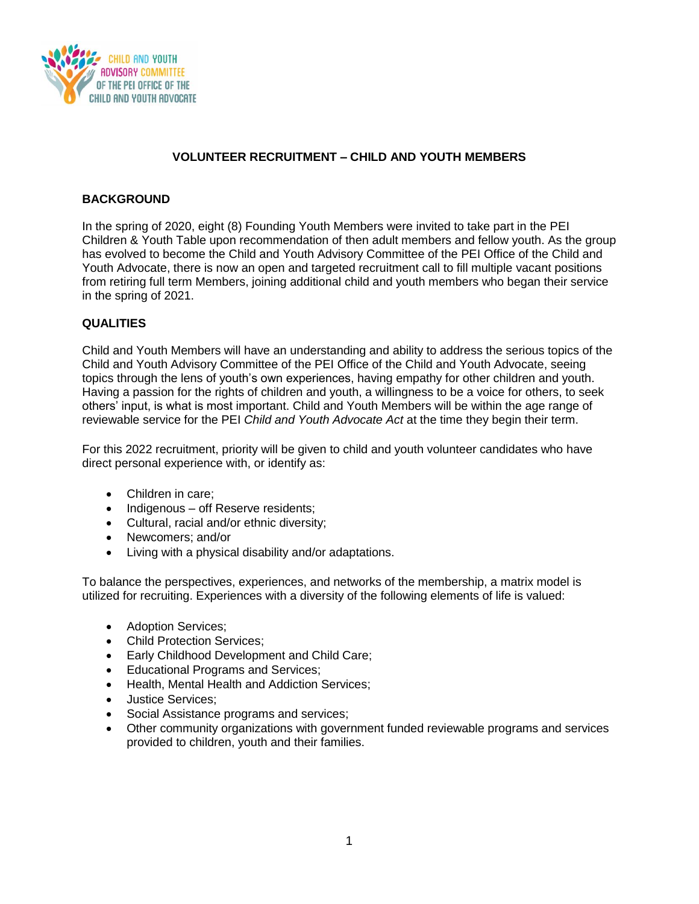CHILD AND YOUTH ADVISORY COMMITTEE OF THE PEI OFFICE OF THE CHILD AND YOUTH ADVOCATE

# VOLUNTEER RECRUITMENT – CHILD AND YOUTH MEMBERS

## BACKGROUND

In the spring of 2020, eight (8) Founding Youth Members were invited to take part in the PEI Children & Youth Table upon recommendation of then adult members and fellow youth. As the group has evolved to become the Child and Youth Advisory Committee of the PEI Office of the Child and Youth Advocate, there is now an open and targeted recruitment call to fill multiple vacant positions from retiring full term Members, joining additional child and youth members who began their service in the spring of 2021.

## QUALITIES

Child and Youth Members will have an understanding and ability to address the serious topics of the Child and Youth Advisory Committee of the PEI Office of the Child and Youth Advocate, seeing topics through the lens of youth's own experiences, having empathy for other children and youth. Having a passion for the rights of children and youth, a willingness to be a voice for others, to seek others' input, is what is most important. Child and Youth Members will be within the age range of reviewable service for the PEI *Child and Youth Advocate Act* at the time they begin their term.

For this 2022 recruitment, priority will be given to child and youth volunteer candidates who have direct personal experience with, or identify as:

- Children in care;
- Indigenous – off Reserve residents;
- Cultural, racial and/or ethnic diversity;
- Newcomers; and/or
- Living with a physical disability and/or adaptations.

To balance the perspectives, experiences, and networks of the membership, a matrix model is utilized for recruiting. Experiences with a diversity of the following elements of life is valued:

- Adoption Services;
- Child Protection Services;
- Early Childhood Development and Child Care;
- Educational Programs and Services;
- Health, Mental Health and Addiction Services;
- Justice Services;
- Social Assistance programs and services;
- Other community organizations with government funded reviewable programs and services provided to children, youth and their families.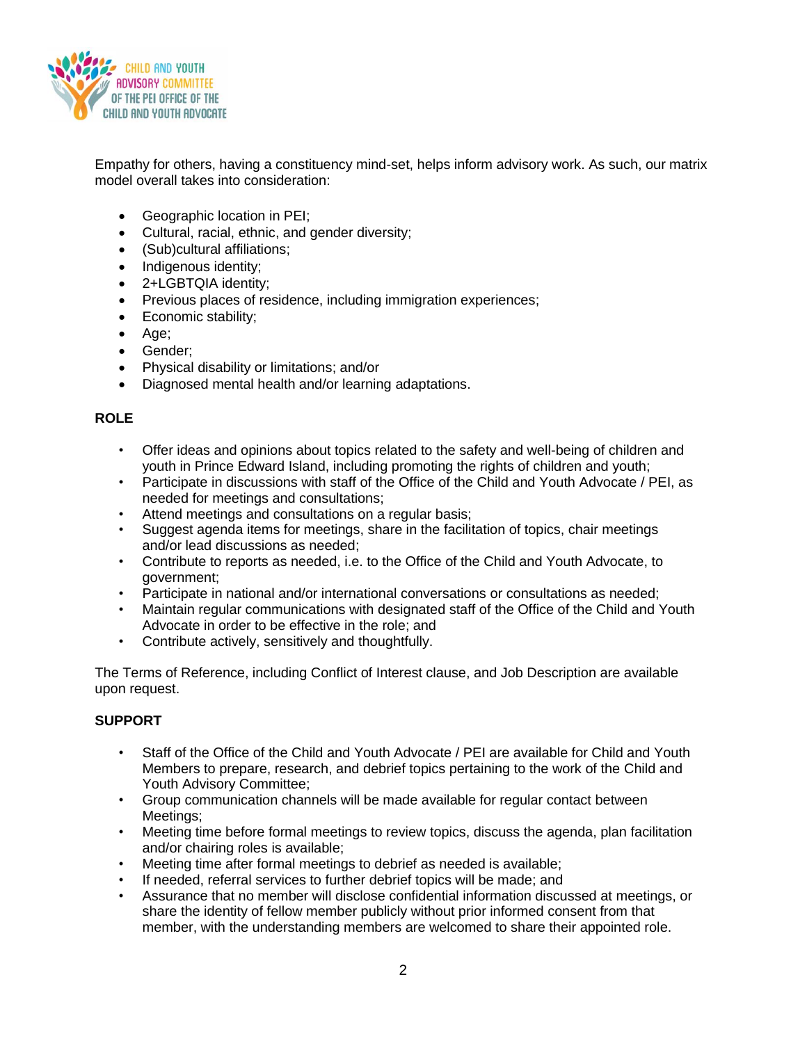Empathy for others, having a constituency mind-set, helps inform advisory work. As such, our matrix model overall takes into consideration:

- Geographic location in PEI;
- Cultural, racial, ethnic, and gender diversity;
- (Sub)cultural affiliations;
- Indigenous identity;
- 2+LGBTQIA identity;
- Previous places of residence, including immigration experiences;
- Economic stability;
- Age;
- Gender;
- Physical disability or limitations; and/or
- Diagnosed mental health and/or learning adaptations.

**ROLE**

- Offer ideas and opinions about topics related to the safety and well-being of children and youth in Prince Edward Island, including promoting the rights of children and youth;
- Participate in discussions with staff of the Office of the Child and Youth Advocate / PEI, as needed for meetings and consultations;
- Attend meetings and consultations on a regular basis;
- Suggest agenda items for meetings, share in the facilitation of topics, chair meetings and/or lead discussions as needed;
- Contribute to reports as needed, i.e. to the Office of the Child and Youth Advocate, to government;
- Participate in national and/or international conversations or consultations as needed;
- Maintain regular communications with designated staff of the Office of the Child and Youth Advocate in order to be effective in the role; and
- Contribute actively, sensitively and thoughtfully.

The Terms of Reference, including Conflict of Interest clause, and Job Description are available upon request.

**SUPPORT**

- Staff of the Office of the Child and Youth Advocate / PEI are available for Child and Youth Members to prepare, research, and debrief topics pertaining to the work of the Child and Youth Advisory Committee;
- Group communication channels will be made available for regular contact between Meetings;
- Meeting time before formal meetings to review topics, discuss the agenda, plan facilitation and/or chairing roles is available;
- Meeting time after formal meetings to debrief as needed is available;
- If needed, referral services to further debrief topics will be made; and
- Assurance that no member will disclose confidential information discussed at meetings, or share the identity of fellow member publicly without prior informed consent from that member, with the understanding members are welcomed to share their appointed role.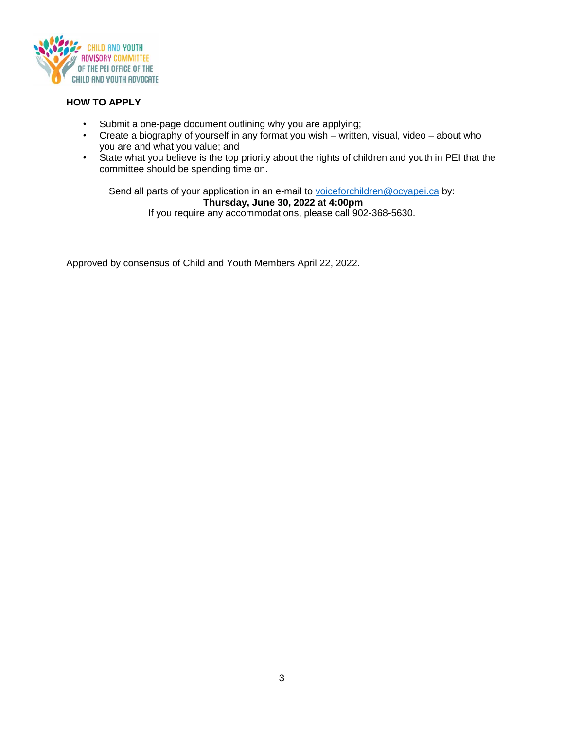## HOW TO APPLY

- Submit a one-page document outlining why you are applying;
- Create a biography of yourself in any format you wish – written, visual, video – about who you are and what you value; and
- State what you believe is the top priority about the rights of children and youth in PEI that the committee should be spending time on.

Send all parts of your application in an e-mail to voiceforchildren@ocyapei.ca by:
**Thursday, June 30, 2022 at 4:00pm**
If you require any accommodations, please call 902-368-5630.

Approved by consensus of Child and Youth Members April 22, 2022.